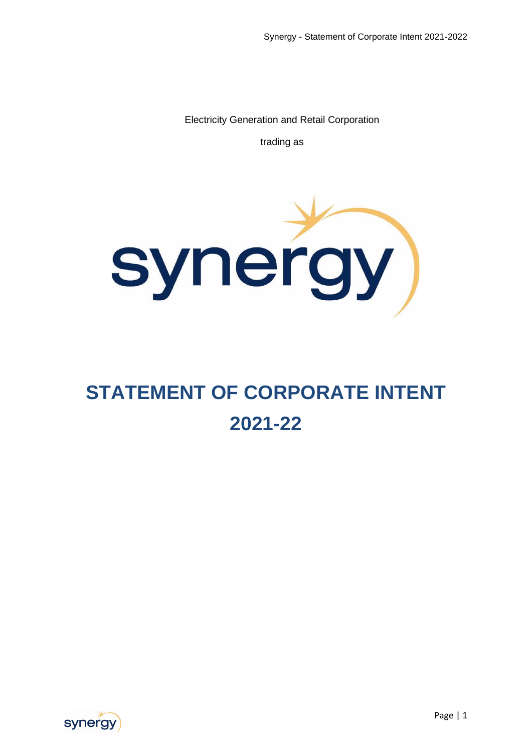Electricity Generation and Retail Corporation

trading as

synergy

# STATEMENT OF CORPORATE INTENT

# 2021-22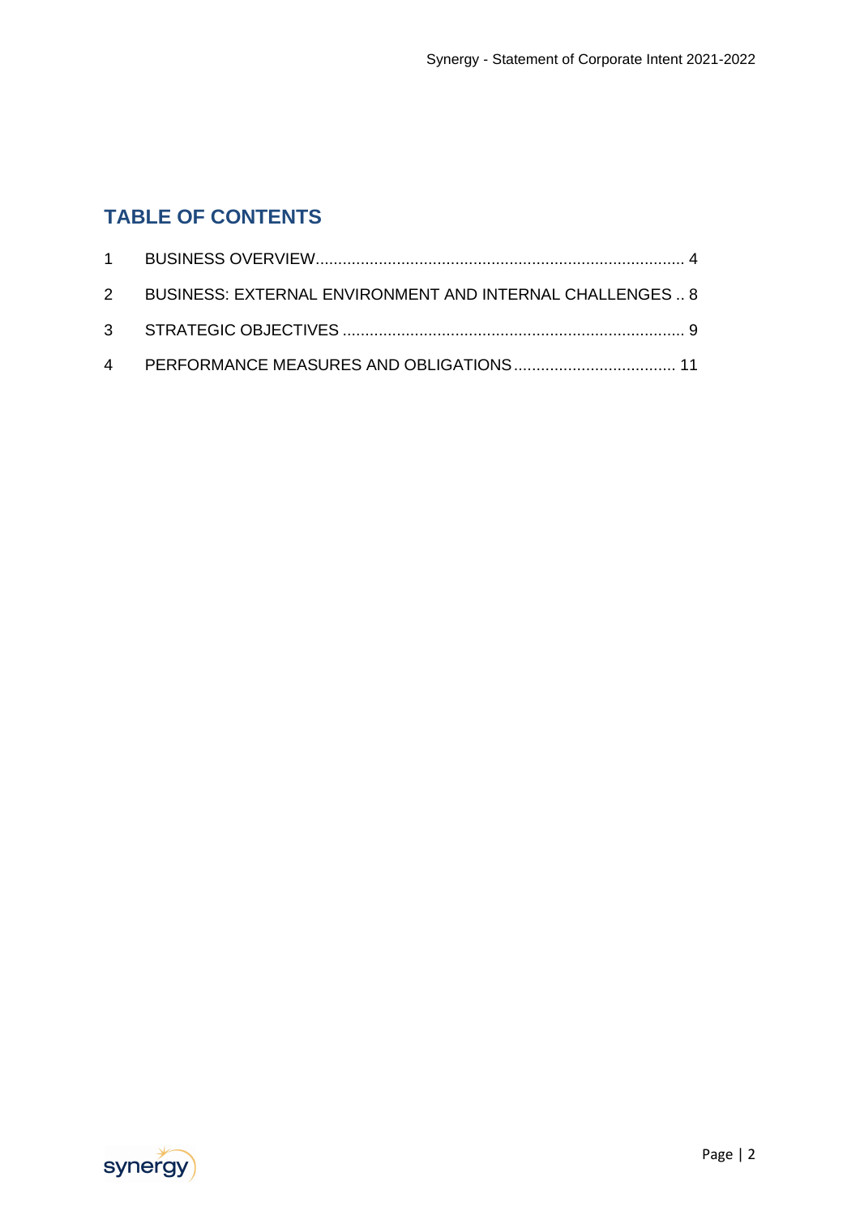## TABLE OF CONTENTS

| | | |
|---|---|---|
| 1 | BUSINESS OVERVIEW | 4 |
| 2 | BUSINESS: EXTERNAL ENVIRONMENT AND INTERNAL CHALLENGES | 8 |
| 3 | STRATEGIC OBJECTIVES | 9 |
| 4 | PERFORMANCE MEASURES AND OBLIGATIONS | 11 |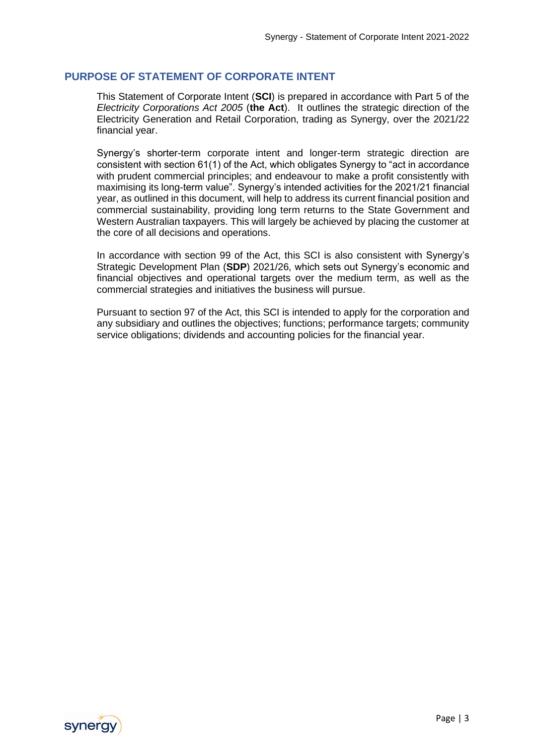## PURPOSE OF STATEMENT OF CORPORATE INTENT

This Statement of Corporate Intent (**SCI**) is prepared in accordance with Part 5 of the *Electricity Corporations Act 2005* (**the Act**). It outlines the strategic direction of the Electricity Generation and Retail Corporation, trading as Synergy, over the 2021/22 financial year.

Synergy's shorter-term corporate intent and longer-term strategic direction are consistent with section 61(1) of the Act, which obligates Synergy to "act in accordance with prudent commercial principles; and endeavour to make a profit consistently with maximising its long-term value". Synergy's intended activities for the 2021/21 financial year, as outlined in this document, will help to address its current financial position and commercial sustainability, providing long term returns to the State Government and Western Australian taxpayers. This will largely be achieved by placing the customer at the core of all decisions and operations.

In accordance with section 99 of the Act, this SCI is also consistent with Synergy's Strategic Development Plan (**SDP**) 2021/26, which sets out Synergy's economic and financial objectives and operational targets over the medium term, as well as the commercial strategies and initiatives the business will pursue.

Pursuant to section 97 of the Act, this SCI is intended to apply for the corporation and any subsidiary and outlines the objectives; functions; performance targets; community service obligations; dividends and accounting policies for the financial year.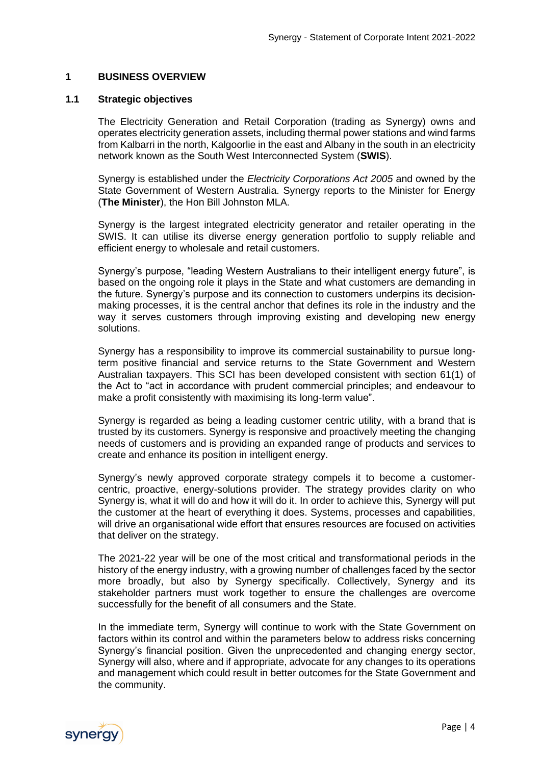# 1 BUSINESS OVERVIEW

## 1.1 Strategic objectives

The Electricity Generation and Retail Corporation (trading as Synergy) owns and operates electricity generation assets, including thermal power stations and wind farms from Kalbarri in the north, Kalgoorlie in the east and Albany in the south in an electricity network known as the South West Interconnected System (**SWIS**).

Synergy is established under the *Electricity Corporations Act 2005* and owned by the State Government of Western Australia. Synergy reports to the Minister for Energy (**The Minister**), the Hon Bill Johnston MLA.

Synergy is the largest integrated electricity generator and retailer operating in the SWIS. It can utilise its diverse energy generation portfolio to supply reliable and efficient energy to wholesale and retail customers.

Synergy's purpose, "leading Western Australians to their intelligent energy future", is based on the ongoing role it plays in the State and what customers are demanding in the future. Synergy's purpose and its connection to customers underpins its decision-making processes, it is the central anchor that defines its role in the industry and the way it serves customers through improving existing and developing new energy solutions.

Synergy has a responsibility to improve its commercial sustainability to pursue long-term positive financial and service returns to the State Government and Western Australian taxpayers. This SCI has been developed consistent with section 61(1) of the Act to "act in accordance with prudent commercial principles; and endeavour to make a profit consistently with maximising its long-term value".

Synergy is regarded as being a leading customer centric utility, with a brand that is trusted by its customers. Synergy is responsive and proactively meeting the changing needs of customers and is providing an expanded range of products and services to create and enhance its position in intelligent energy.

Synergy's newly approved corporate strategy compels it to become a customer-centric, proactive, energy-solutions provider. The strategy provides clarity on who Synergy is, what it will do and how it will do it. In order to achieve this, Synergy will put the customer at the heart of everything it does. Systems, processes and capabilities, will drive an organisational wide effort that ensures resources are focused on activities that deliver on the strategy.

The 2021-22 year will be one of the most critical and transformational periods in the history of the energy industry, with a growing number of challenges faced by the sector more broadly, but also by Synergy specifically. Collectively, Synergy and its stakeholder partners must work together to ensure the challenges are overcome successfully for the benefit of all consumers and the State.

In the immediate term, Synergy will continue to work with the State Government on factors within its control and within the parameters below to address risks concerning Synergy's financial position. Given the unprecedented and changing energy sector, Synergy will also, where and if appropriate, advocate for any changes to its operations and management which could result in better outcomes for the State Government and the community.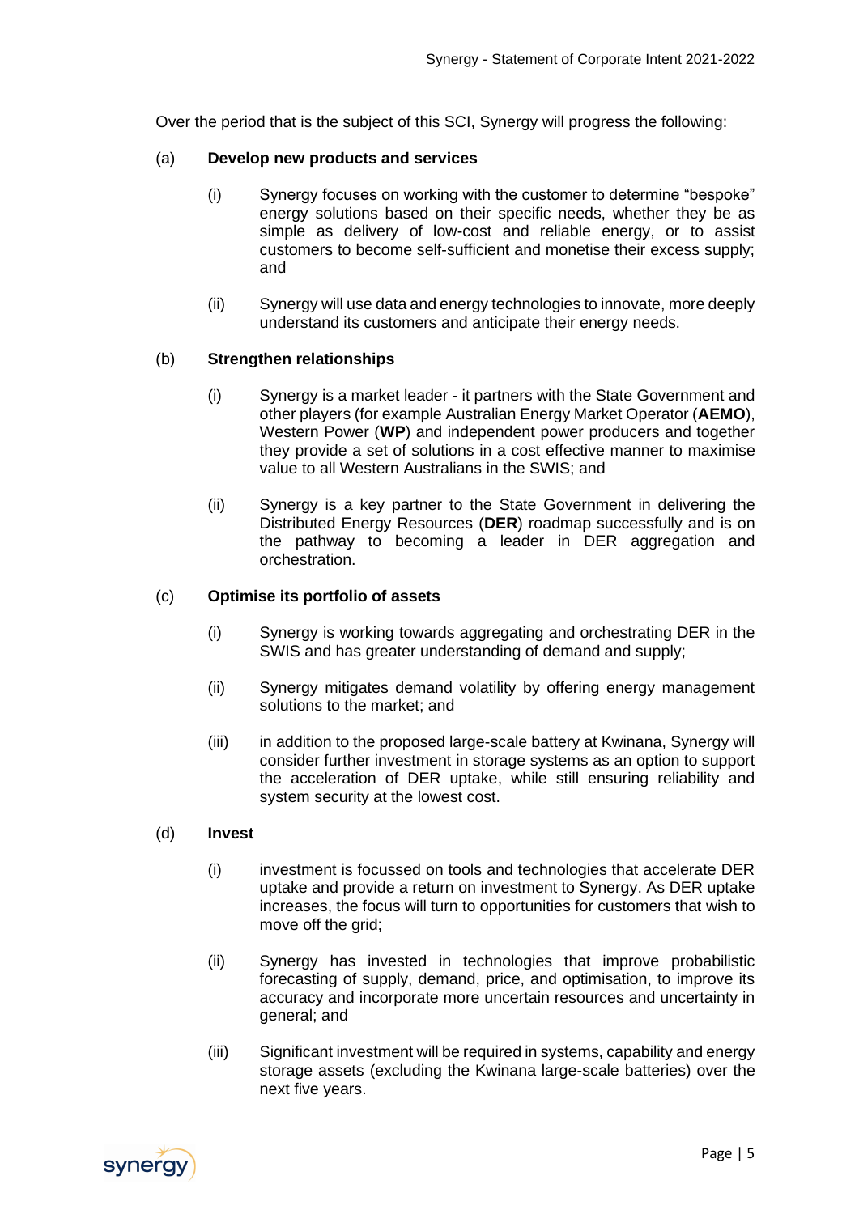Over the period that is the subject of this SCI, Synergy will progress the following:

(a) **Develop new products and services**

(i) Synergy focuses on working with the customer to determine "bespoke" energy solutions based on their specific needs, whether they be as simple as delivery of low-cost and reliable energy, or to assist customers to become self-sufficient and monetise their excess supply; and

(ii) Synergy will use data and energy technologies to innovate, more deeply understand its customers and anticipate their energy needs.

(b) **Strengthen relationships**

(i) Synergy is a market leader - it partners with the State Government and other players (for example Australian Energy Market Operator (**AEMO**), Western Power (**WP**) and independent power producers and together they provide a set of solutions in a cost effective manner to maximise value to all Western Australians in the SWIS; and

(ii) Synergy is a key partner to the State Government in delivering the Distributed Energy Resources (**DER**) roadmap successfully and is on the pathway to becoming a leader in DER aggregation and orchestration.

(c) **Optimise its portfolio of assets**

(i) Synergy is working towards aggregating and orchestrating DER in the SWIS and has greater understanding of demand and supply;

(ii) Synergy mitigates demand volatility by offering energy management solutions to the market; and

(iii) in addition to the proposed large-scale battery at Kwinana, Synergy will consider further investment in storage systems as an option to support the acceleration of DER uptake, while still ensuring reliability and system security at the lowest cost.

(d) **Invest**

(i) investment is focussed on tools and technologies that accelerate DER uptake and provide a return on investment to Synergy. As DER uptake increases, the focus will turn to opportunities for customers that wish to move off the grid;

(ii) Synergy has invested in technologies that improve probabilistic forecasting of supply, demand, price, and optimisation, to improve its accuracy and incorporate more uncertain resources and uncertainty in general; and

(iii) Significant investment will be required in systems, capability and energy storage assets (excluding the Kwinana large-scale batteries) over the next five years.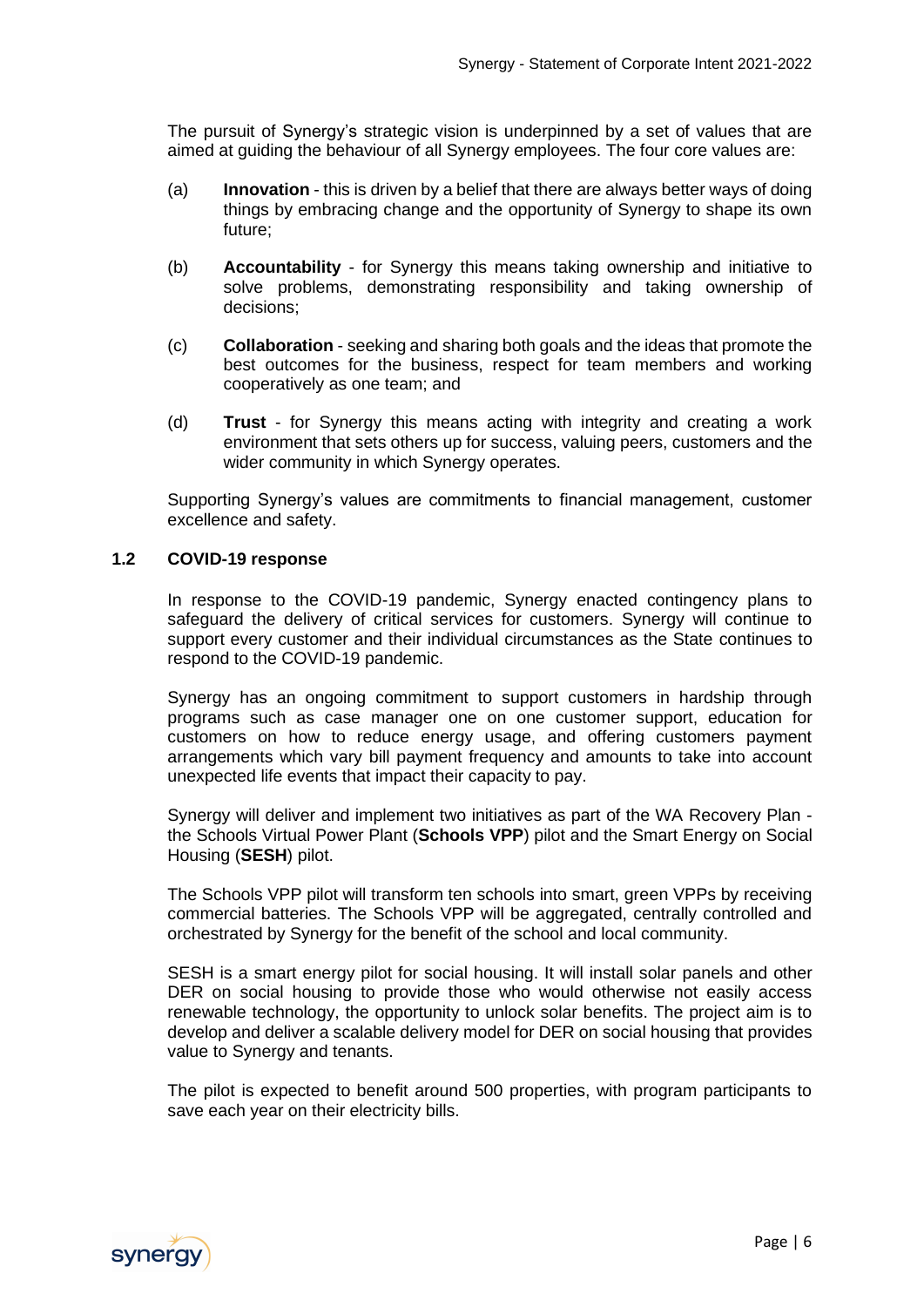The pursuit of Synergy's strategic vision is underpinned by a set of values that are aimed at guiding the behaviour of all Synergy employees. The four core values are:

(a) **Innovation** - this is driven by a belief that there are always better ways of doing things by embracing change and the opportunity of Synergy to shape its own future;

(b) **Accountability** - for Synergy this means taking ownership and initiative to solve problems, demonstrating responsibility and taking ownership of decisions;

(c) **Collaboration** - seeking and sharing both goals and the ideas that promote the best outcomes for the business, respect for team members and working cooperatively as one team; and

(d) **Trust** - for Synergy this means acting with integrity and creating a work environment that sets others up for success, valuing peers, customers and the wider community in which Synergy operates.

Supporting Synergy's values are commitments to financial management, customer excellence and safety.

### 1.2 COVID-19 response

In response to the COVID-19 pandemic, Synergy enacted contingency plans to safeguard the delivery of critical services for customers. Synergy will continue to support every customer and their individual circumstances as the State continues to respond to the COVID-19 pandemic.

Synergy has an ongoing commitment to support customers in hardship through programs such as case manager one on one customer support, education for customers on how to reduce energy usage, and offering customers payment arrangements which vary bill payment frequency and amounts to take into account unexpected life events that impact their capacity to pay.

Synergy will deliver and implement two initiatives as part of the WA Recovery Plan - the Schools Virtual Power Plant (**Schools VPP**) pilot and the Smart Energy on Social Housing (**SESH**) pilot.

The Schools VPP pilot will transform ten schools into smart, green VPPs by receiving commercial batteries. The Schools VPP will be aggregated, centrally controlled and orchestrated by Synergy for the benefit of the school and local community.

SESH is a smart energy pilot for social housing. It will install solar panels and other DER on social housing to provide those who would otherwise not easily access renewable technology, the opportunity to unlock solar benefits. The project aim is to develop and deliver a scalable delivery model for DER on social housing that provides value to Synergy and tenants.

The pilot is expected to benefit around 500 properties, with program participants to save each year on their electricity bills.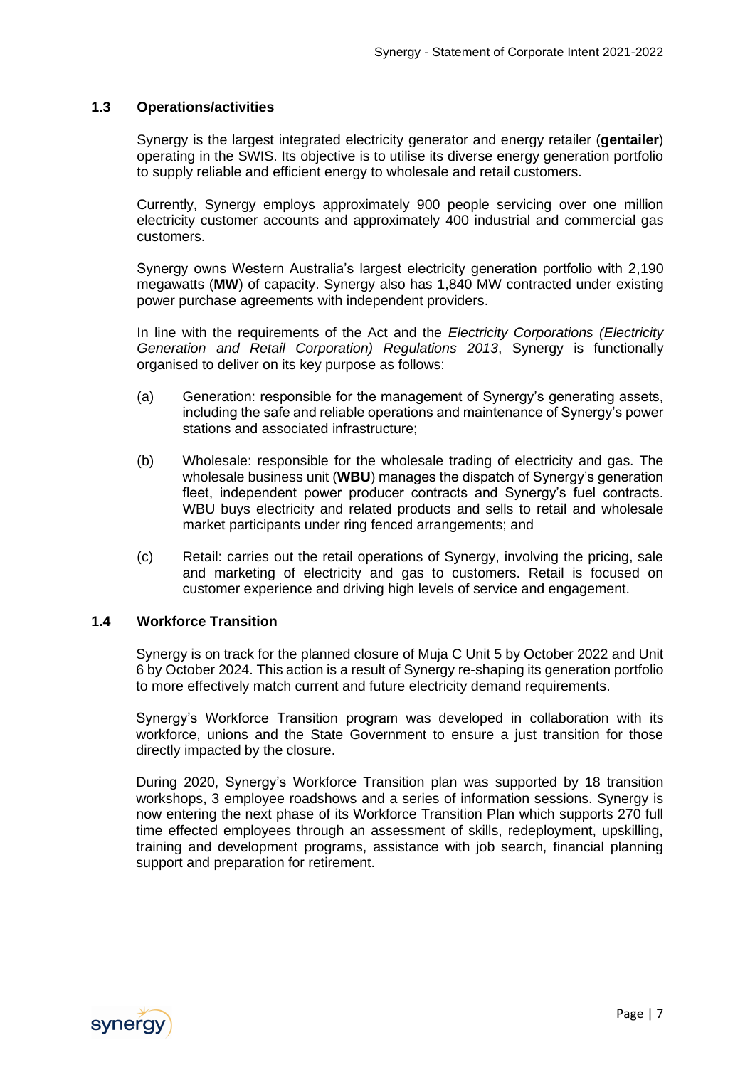### 1.3 Operations/activities

Synergy is the largest integrated electricity generator and energy retailer (**gentailer**) operating in the SWIS. Its objective is to utilise its diverse energy generation portfolio to supply reliable and efficient energy to wholesale and retail customers.

Currently, Synergy employs approximately 900 people servicing over one million electricity customer accounts and approximately 400 industrial and commercial gas customers.

Synergy owns Western Australia's largest electricity generation portfolio with 2,190 megawatts (**MW**) of capacity. Synergy also has 1,840 MW contracted under existing power purchase agreements with independent providers.

In line with the requirements of the Act and the *Electricity Corporations (Electricity Generation and Retail Corporation) Regulations 2013*, Synergy is functionally organised to deliver on its key purpose as follows:

(a) Generation: responsible for the management of Synergy's generating assets, including the safe and reliable operations and maintenance of Synergy's power stations and associated infrastructure;

(b) Wholesale: responsible for the wholesale trading of electricity and gas. The wholesale business unit (**WBU**) manages the dispatch of Synergy's generation fleet, independent power producer contracts and Synergy's fuel contracts. WBU buys electricity and related products and sells to retail and wholesale market participants under ring fenced arrangements; and

(c) Retail: carries out the retail operations of Synergy, involving the pricing, sale and marketing of electricity and gas to customers. Retail is focused on customer experience and driving high levels of service and engagement.

### 1.4 Workforce Transition

Synergy is on track for the planned closure of Muja C Unit 5 by October 2022 and Unit 6 by October 2024. This action is a result of Synergy re-shaping its generation portfolio to more effectively match current and future electricity demand requirements.

Synergy's Workforce Transition program was developed in collaboration with its workforce, unions and the State Government to ensure a just transition for those directly impacted by the closure.

During 2020, Synergy's Workforce Transition plan was supported by 18 transition workshops, 3 employee roadshows and a series of information sessions. Synergy is now entering the next phase of its Workforce Transition Plan which supports 270 full time effected employees through an assessment of skills, redeployment, upskilling, training and development programs, assistance with job search, financial planning support and preparation for retirement.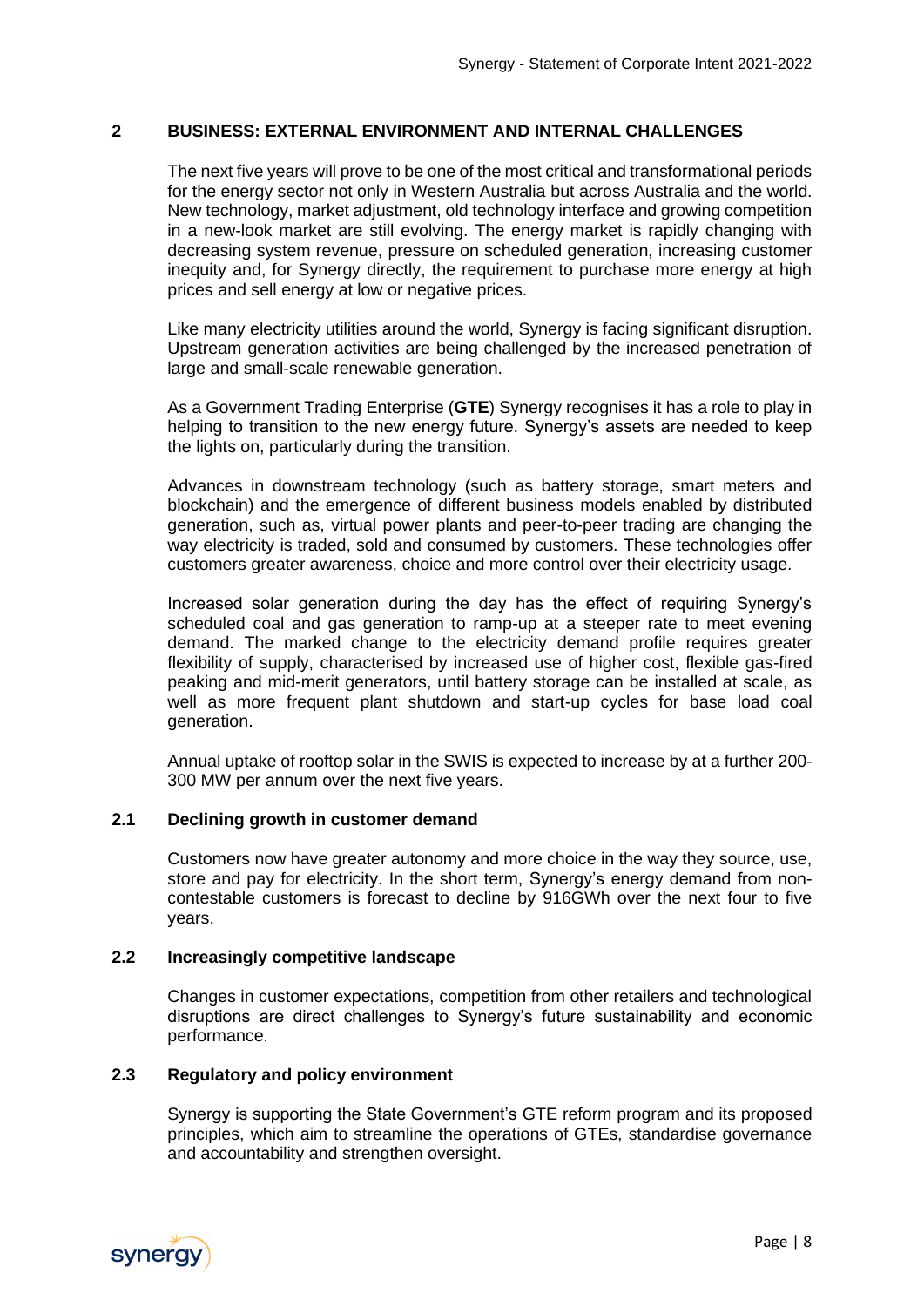## 2 BUSINESS: EXTERNAL ENVIRONMENT AND INTERNAL CHALLENGES

The next five years will prove to be one of the most critical and transformational periods for the energy sector not only in Western Australia but across Australia and the world. New technology, market adjustment, old technology interface and growing competition in a new-look market are still evolving. The energy market is rapidly changing with decreasing system revenue, pressure on scheduled generation, increasing customer inequity and, for Synergy directly, the requirement to purchase more energy at high prices and sell energy at low or negative prices.

Like many electricity utilities around the world, Synergy is facing significant disruption. Upstream generation activities are being challenged by the increased penetration of large and small-scale renewable generation.

As a Government Trading Enterprise (**GTE**) Synergy recognises it has a role to play in helping to transition to the new energy future. Synergy's assets are needed to keep the lights on, particularly during the transition.

Advances in downstream technology (such as battery storage, smart meters and blockchain) and the emergence of different business models enabled by distributed generation, such as, virtual power plants and peer-to-peer trading are changing the way electricity is traded, sold and consumed by customers. These technologies offer customers greater awareness, choice and more control over their electricity usage.

Increased solar generation during the day has the effect of requiring Synergy's scheduled coal and gas generation to ramp-up at a steeper rate to meet evening demand. The marked change to the electricity demand profile requires greater flexibility of supply, characterised by increased use of higher cost, flexible gas-fired peaking and mid-merit generators, until battery storage can be installed at scale, as well as more frequent plant shutdown and start-up cycles for base load coal generation.

Annual uptake of rooftop solar in the SWIS is expected to increase by at a further 200-300 MW per annum over the next five years.

### 2.1 Declining growth in customer demand

Customers now have greater autonomy and more choice in the way they source, use, store and pay for electricity. In the short term, Synergy's energy demand from non-contestable customers is forecast to decline by 916GWh over the next four to five years.

### 2.2 Increasingly competitive landscape

Changes in customer expectations, competition from other retailers and technological disruptions are direct challenges to Synergy's future sustainability and economic performance.

### 2.3 Regulatory and policy environment

Synergy is supporting the State Government's GTE reform program and its proposed principles, which aim to streamline the operations of GTEs, standardise governance and accountability and strengthen oversight.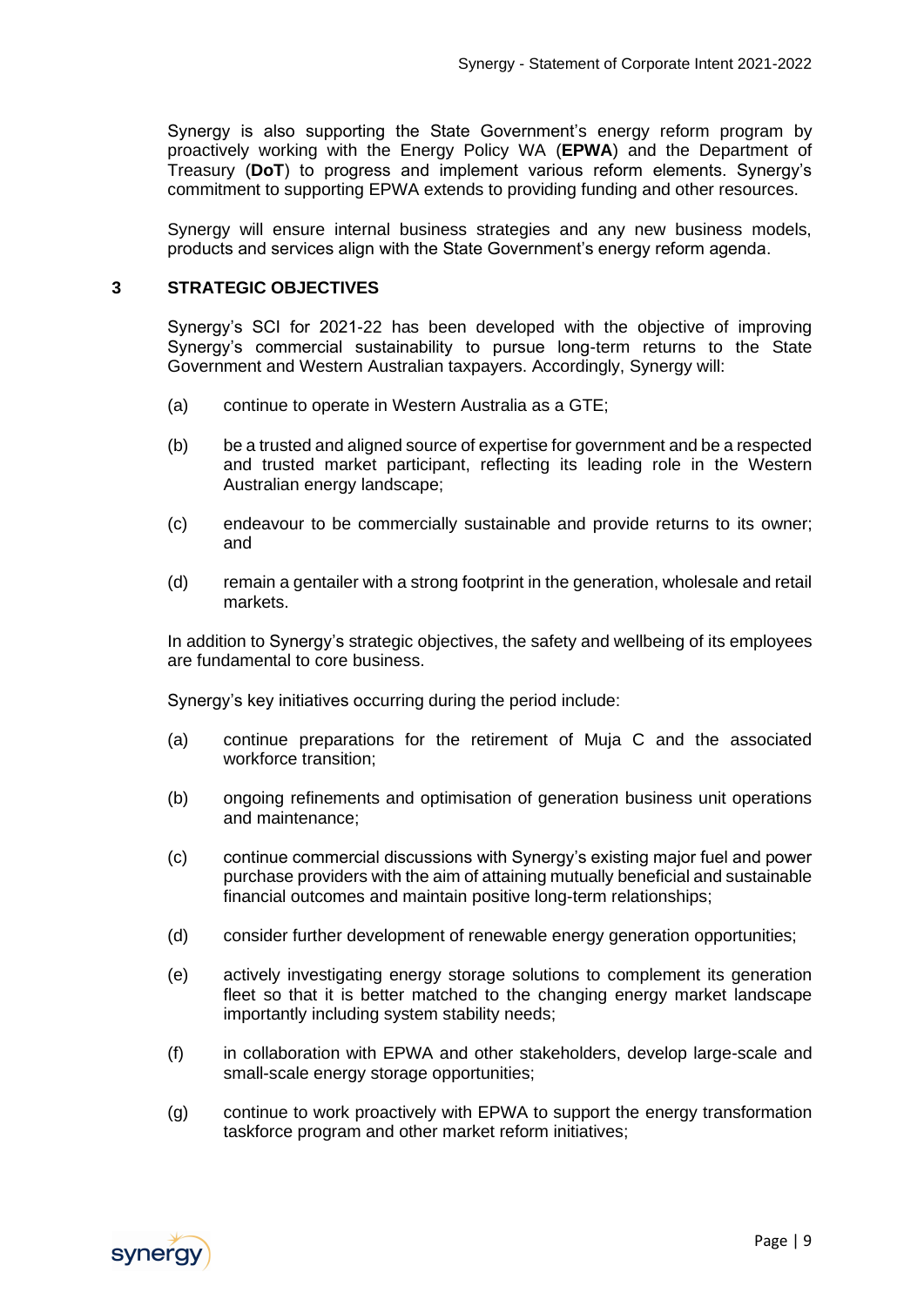Synergy is also supporting the State Government's energy reform program by proactively working with the Energy Policy WA (**EPWA**) and the Department of Treasury (**DoT**) to progress and implement various reform elements. Synergy's commitment to supporting EPWA extends to providing funding and other resources.

Synergy will ensure internal business strategies and any new business models, products and services align with the State Government's energy reform agenda.

## 3 STRATEGIC OBJECTIVES

Synergy's SCI for 2021-22 has been developed with the objective of improving Synergy's commercial sustainability to pursue long-term returns to the State Government and Western Australian taxpayers. Accordingly, Synergy will:

(a) continue to operate in Western Australia as a GTE;

(b) be a trusted and aligned source of expertise for government and be a respected and trusted market participant, reflecting its leading role in the Western Australian energy landscape;

(c) endeavour to be commercially sustainable and provide returns to its owner; and

(d) remain a gentailer with a strong footprint in the generation, wholesale and retail markets.

In addition to Synergy's strategic objectives, the safety and wellbeing of its employees are fundamental to core business.

Synergy's key initiatives occurring during the period include:

(a) continue preparations for the retirement of Muja C and the associated workforce transition;

(b) ongoing refinements and optimisation of generation business unit operations and maintenance;

(c) continue commercial discussions with Synergy's existing major fuel and power purchase providers with the aim of attaining mutually beneficial and sustainable financial outcomes and maintain positive long-term relationships;

(d) consider further development of renewable energy generation opportunities;

(e) actively investigating energy storage solutions to complement its generation fleet so that it is better matched to the changing energy market landscape importantly including system stability needs;

(f) in collaboration with EPWA and other stakeholders, develop large-scale and small-scale energy storage opportunities;

(g) continue to work proactively with EPWA to support the energy transformation taskforce program and other market reform initiatives;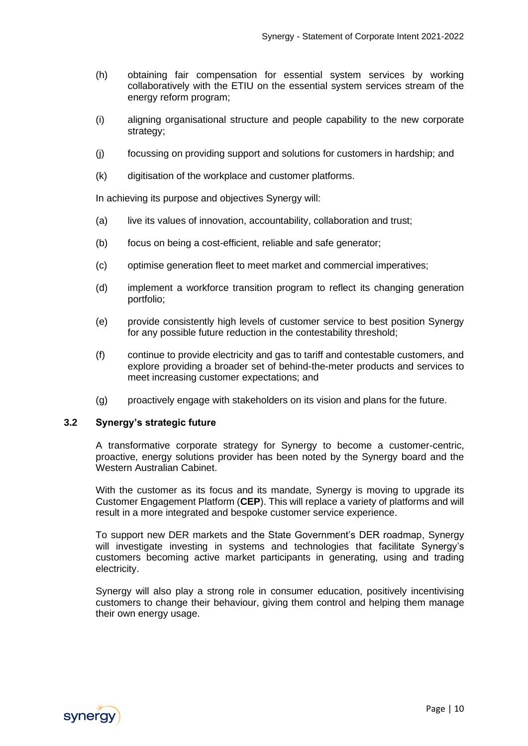(h) obtaining fair compensation for essential system services by working collaboratively with the ETIU on the essential system services stream of the energy reform program;

(i) aligning organisational structure and people capability to the new corporate strategy;

(j) focussing on providing support and solutions for customers in hardship; and

(k) digitisation of the workplace and customer platforms.

In achieving its purpose and objectives Synergy will:

(a) live its values of innovation, accountability, collaboration and trust;

(b) focus on being a cost-efficient, reliable and safe generator;

(c) optimise generation fleet to meet market and commercial imperatives;

(d) implement a workforce transition program to reflect its changing generation portfolio;

(e) provide consistently high levels of customer service to best position Synergy for any possible future reduction in the contestability threshold;

(f) continue to provide electricity and gas to tariff and contestable customers, and explore providing a broader set of behind-the-meter products and services to meet increasing customer expectations; and

(g) proactively engage with stakeholders on its vision and plans for the future.

### 3.2 Synergy's strategic future

A transformative corporate strategy for Synergy to become a customer-centric, proactive, energy solutions provider has been noted by the Synergy board and the Western Australian Cabinet.

With the customer as its focus and its mandate, Synergy is moving to upgrade its Customer Engagement Platform (**CEP**). This will replace a variety of platforms and will result in a more integrated and bespoke customer service experience.

To support new DER markets and the State Government's DER roadmap, Synergy will investigate investing in systems and technologies that facilitate Synergy's customers becoming active market participants in generating, using and trading electricity.

Synergy will also play a strong role in consumer education, positively incentivising customers to change their behaviour, giving them control and helping them manage their own energy usage.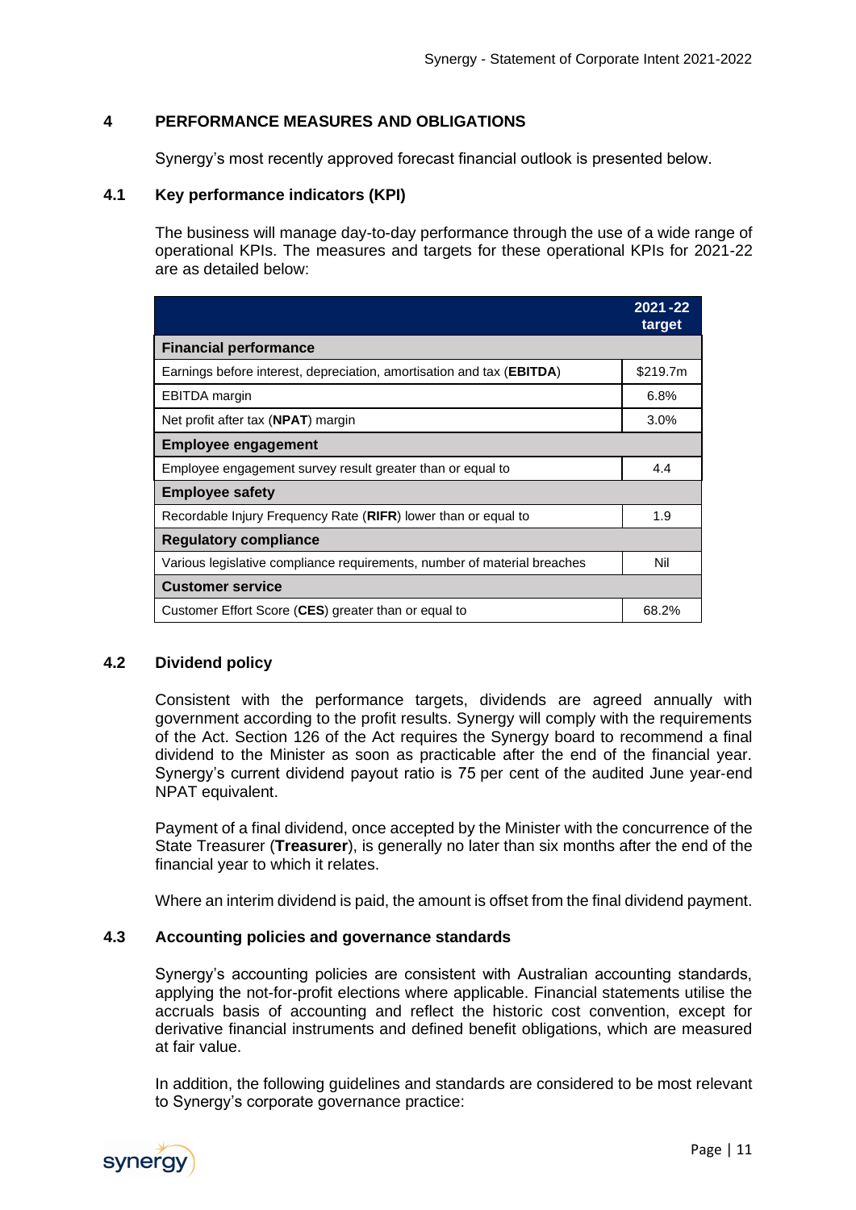## 4 PERFORMANCE MEASURES AND OBLIGATIONS

Synergy's most recently approved forecast financial outlook is presented below.

### 4.1 Key performance indicators (KPI)

The business will manage day-to-day performance through the use of a wide range of operational KPIs. The measures and targets for these operational KPIs for 2021-22 are as detailed below:

| | 2021-22 target |
|---|---|
| **Financial performance** | |
| Earnings before interest, depreciation, amortisation and tax (**EBITDA**) | $219.7m |
| EBITDA margin | 6.8% |
| Net profit after tax (**NPAT**) margin | 3.0% |
| **Employee engagement** | |
| Employee engagement survey result greater than or equal to | 4.4 |
| **Employee safety** | |
| Recordable Injury Frequency Rate (**RIFR**) lower than or equal to | 1.9 |
| **Regulatory compliance** | |
| Various legislative compliance requirements, number of material breaches | Nil |
| **Customer service** | |
| Customer Effort Score (**CES**) greater than or equal to | 68.2% |

### 4.2 Dividend policy

Consistent with the performance targets, dividends are agreed annually with government according to the profit results. Synergy will comply with the requirements of the Act. Section 126 of the Act requires the Synergy board to recommend a final dividend to the Minister as soon as practicable after the end of the financial year. Synergy's current dividend payout ratio is 75 per cent of the audited June year-end NPAT equivalent.

Payment of a final dividend, once accepted by the Minister with the concurrence of the State Treasurer (**Treasurer**), is generally no later than six months after the end of the financial year to which it relates.

Where an interim dividend is paid, the amount is offset from the final dividend payment.

### 4.3 Accounting policies and governance standards

Synergy's accounting policies are consistent with Australian accounting standards, applying the not-for-profit elections where applicable. Financial statements utilise the accruals basis of accounting and reflect the historic cost convention, except for derivative financial instruments and defined benefit obligations, which are measured at fair value.

In addition, the following guidelines and standards are considered to be most relevant to Synergy's corporate governance practice: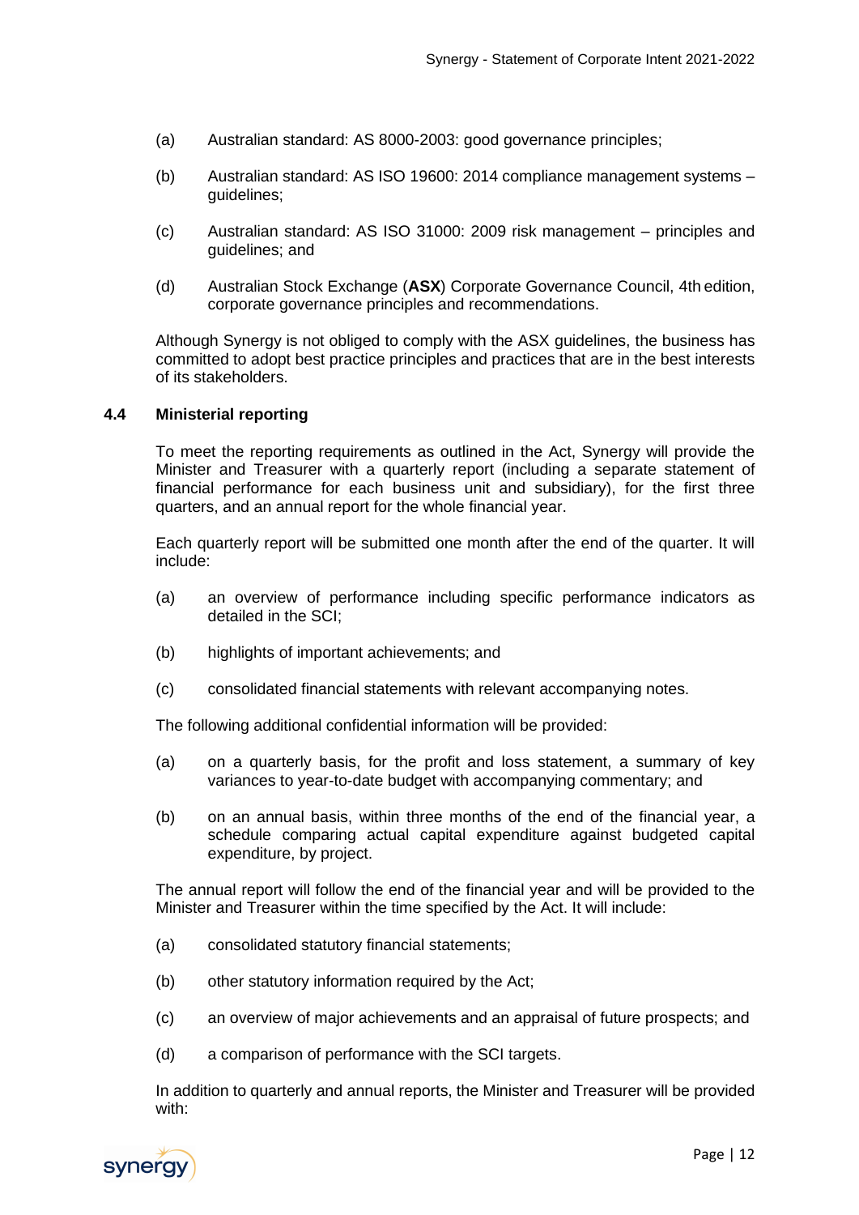(a) Australian standard: AS 8000-2003: good governance principles;

(b) Australian standard: AS ISO 19600: 2014 compliance management systems – guidelines;

(c) Australian standard: AS ISO 31000: 2009 risk management – principles and guidelines; and

(d) Australian Stock Exchange (**ASX**) Corporate Governance Council, 4th edition, corporate governance principles and recommendations.

Although Synergy is not obliged to comply with the ASX guidelines, the business has committed to adopt best practice principles and practices that are in the best interests of its stakeholders.

### 4.4 Ministerial reporting

To meet the reporting requirements as outlined in the Act, Synergy will provide the Minister and Treasurer with a quarterly report (including a separate statement of financial performance for each business unit and subsidiary), for the first three quarters, and an annual report for the whole financial year.

Each quarterly report will be submitted one month after the end of the quarter. It will include:

(a) an overview of performance including specific performance indicators as detailed in the SCI;

(b) highlights of important achievements; and

(c) consolidated financial statements with relevant accompanying notes.

The following additional confidential information will be provided:

(a) on a quarterly basis, for the profit and loss statement, a summary of key variances to year-to-date budget with accompanying commentary; and

(b) on an annual basis, within three months of the end of the financial year, a schedule comparing actual capital expenditure against budgeted capital expenditure, by project.

The annual report will follow the end of the financial year and will be provided to the Minister and Treasurer within the time specified by the Act. It will include:

(a) consolidated statutory financial statements;

(b) other statutory information required by the Act;

(c) an overview of major achievements and an appraisal of future prospects; and

(d) a comparison of performance with the SCI targets.

In addition to quarterly and annual reports, the Minister and Treasurer will be provided with: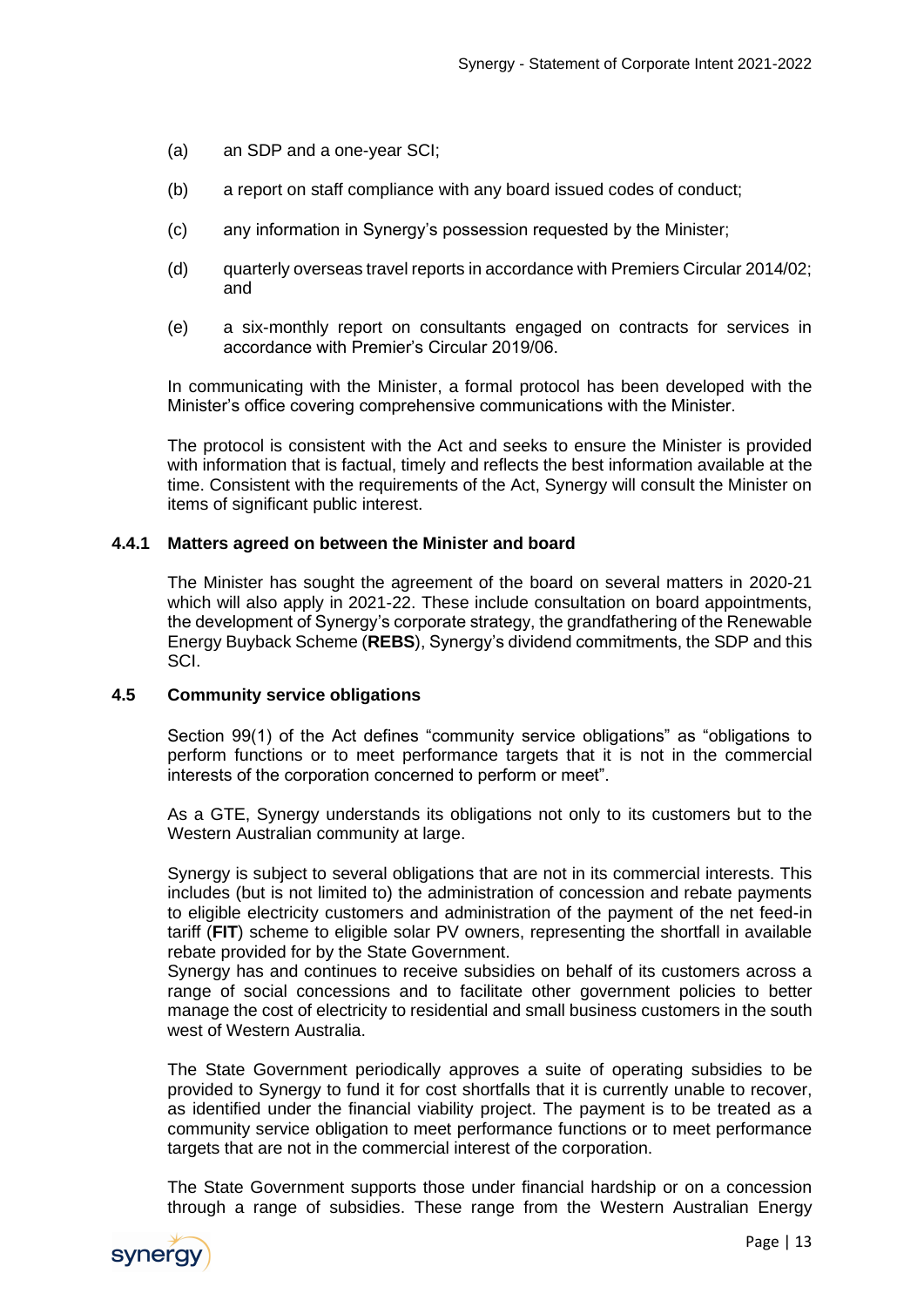(a) an SDP and a one-year SCI;

(b) a report on staff compliance with any board issued codes of conduct;

(c) any information in Synergy's possession requested by the Minister;

(d) quarterly overseas travel reports in accordance with Premiers Circular 2014/02; and

(e) a six-monthly report on consultants engaged on contracts for services in accordance with Premier's Circular 2019/06.

In communicating with the Minister, a formal protocol has been developed with the Minister's office covering comprehensive communications with the Minister.

The protocol is consistent with the Act and seeks to ensure the Minister is provided with information that is factual, timely and reflects the best information available at the time. Consistent with the requirements of the Act, Synergy will consult the Minister on items of significant public interest.

### 4.4.1 Matters agreed on between the Minister and board

The Minister has sought the agreement of the board on several matters in 2020-21 which will also apply in 2021-22. These include consultation on board appointments, the development of Synergy's corporate strategy, the grandfathering of the Renewable Energy Buyback Scheme (**REBS**), Synergy's dividend commitments, the SDP and this SCI.

## 4.5 Community service obligations

Section 99(1) of the Act defines "community service obligations" as "obligations to perform functions or to meet performance targets that it is not in the commercial interests of the corporation concerned to perform or meet".

As a GTE, Synergy understands its obligations not only to its customers but to the Western Australian community at large.

Synergy is subject to several obligations that are not in its commercial interests. This includes (but is not limited to) the administration of concession and rebate payments to eligible electricity customers and administration of the payment of the net feed-in tariff (**FIT**) scheme to eligible solar PV owners, representing the shortfall in available rebate provided for by the State Government.
Synergy has and continues to receive subsidies on behalf of its customers across a range of social concessions and to facilitate other government policies to better manage the cost of electricity to residential and small business customers in the south west of Western Australia.

The State Government periodically approves a suite of operating subsidies to be provided to Synergy to fund it for cost shortfalls that it is currently unable to recover, as identified under the financial viability project. The payment is to be treated as a community service obligation to meet performance functions or to meet performance targets that are not in the commercial interest of the corporation.

The State Government supports those under financial hardship or on a concession through a range of subsidies. These range from the Western Australian Energy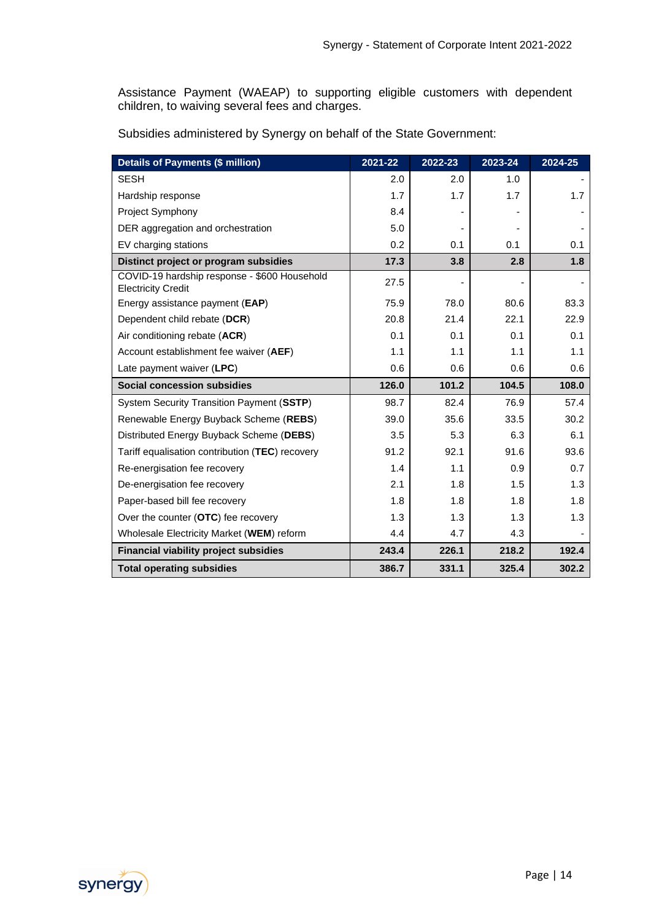Assistance Payment (WAEAP) to supporting eligible customers with dependent children, to waiving several fees and charges.

Subsidies administered by Synergy on behalf of the State Government:

| **Details of Payments ($ million)** | **2021-22** | **2022-23** | **2023-24** | **2024-25** |
|---|---|---|---|---|
| SESH | 2.0 | 2.0 | 1.0 | - |
| Hardship response | 1.7 | 1.7 | 1.7 | 1.7 |
| Project Symphony | 8.4 | - | - | - |
| DER aggregation and orchestration | 5.0 | - | - | - |
| EV charging stations | 0.2 | 0.1 | 0.1 | 0.1 |
| **Distinct project or program subsidies** | **17.3** | **3.8** | **2.8** | **1.8** |
| COVID-19 hardship response - $600 Household Electricity Credit | 27.5 | - | - | - |
| Energy assistance payment (**EAP**) | 75.9 | 78.0 | 80.6 | 83.3 |
| Dependent child rebate (**DCR**) | 20.8 | 21.4 | 22.1 | 22.9 |
| Air conditioning rebate (**ACR**) | 0.1 | 0.1 | 0.1 | 0.1 |
| Account establishment fee waiver (**AEF**) | 1.1 | 1.1 | 1.1 | 1.1 |
| Late payment waiver (**LPC**) | 0.6 | 0.6 | 0.6 | 0.6 |
| **Social concession subsidies** | **126.0** | **101.2** | **104.5** | **108.0** |
| System Security Transition Payment (**SSTP**) | 98.7 | 82.4 | 76.9 | 57.4 |
| Renewable Energy Buyback Scheme (**REBS**) | 39.0 | 35.6 | 33.5 | 30.2 |
| Distributed Energy Buyback Scheme (**DEBS**) | 3.5 | 5.3 | 6.3 | 6.1 |
| Tariff equalisation contribution (**TEC**) recovery | 91.2 | 92.1 | 91.6 | 93.6 |
| Re-energisation fee recovery | 1.4 | 1.1 | 0.9 | 0.7 |
| De-energisation fee recovery | 2.1 | 1.8 | 1.5 | 1.3 |
| Paper-based bill fee recovery | 1.8 | 1.8 | 1.8 | 1.8 |
| Over the counter (**OTC**) fee recovery | 1.3 | 1.3 | 1.3 | 1.3 |
| Wholesale Electricity Market (**WEM**) reform | 4.4 | 4.7 | 4.3 | - |
| **Financial viability project subsidies** | **243.4** | **226.1** | **218.2** | **192.4** |
| **Total operating subsidies** | **386.7** | **331.1** | **325.4** | **302.2** |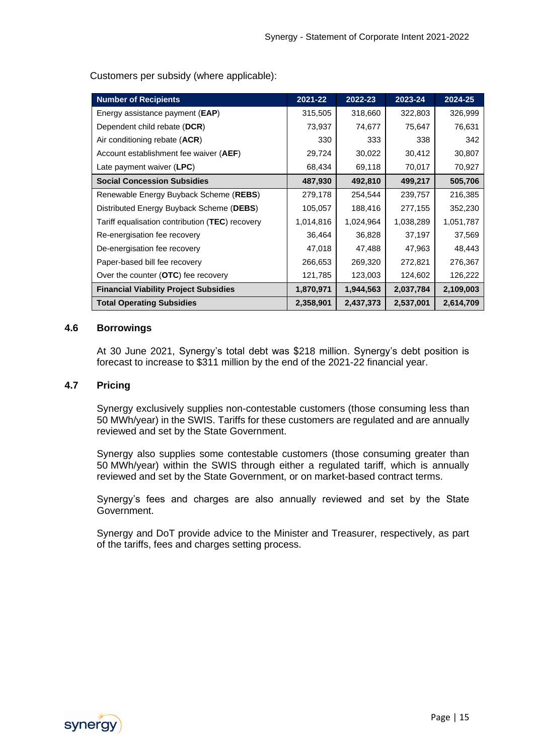Customers per subsidy (where applicable):

| Number of Recipients | 2021-22 | 2022-23 | 2023-24 | 2024-25 |
|---|---|---|---|---|
| Energy assistance payment (**EAP**) | 315,505 | 318,660 | 322,803 | 326,999 |
| Dependent child rebate (**DCR**) | 73,937 | 74,677 | 75,647 | 76,631 |
| Air conditioning rebate (**ACR**) | 330 | 333 | 338 | 342 |
| Account establishment fee waiver (**AEF**) | 29,724 | 30,022 | 30,412 | 30,807 |
| Late payment waiver (**LPC**) | 68,434 | 69,118 | 70,017 | 70,927 |
| **Social Concession Subsidies** | **487,930** | **492,810** | **499,217** | **505,706** |
| Renewable Energy Buyback Scheme (**REBS**) | 279,178 | 254,544 | 239,757 | 216,385 |
| Distributed Energy Buyback Scheme (**DEBS**) | 105,057 | 188,416 | 277,155 | 352,230 |
| Tariff equalisation contribution (**TEC**) recovery | 1,014,816 | 1,024,964 | 1,038,289 | 1,051,787 |
| Re-energisation fee recovery | 36,464 | 36,828 | 37,197 | 37,569 |
| De-energisation fee recovery | 47,018 | 47,488 | 47,963 | 48,443 |
| Paper-based bill fee recovery | 266,653 | 269,320 | 272,821 | 276,367 |
| Over the counter (**OTC**) fee recovery | 121,785 | 123,003 | 124,602 | 126,222 |
| **Financial Viability Project Subsidies** | **1,870,971** | **1,944,563** | **2,037,784** | **2,109,003** |
| **Total Operating Subsidies** | **2,358,901** | **2,437,373** | **2,537,001** | **2,614,709** |

## 4.6 Borrowings

At 30 June 2021, Synergy's total debt was $218 million. Synergy's debt position is forecast to increase to $311 million by the end of the 2021-22 financial year.

## 4.7 Pricing

Synergy exclusively supplies non-contestable customers (those consuming less than 50 MWh/year) in the SWIS. Tariffs for these customers are regulated and are annually reviewed and set by the State Government.

Synergy also supplies some contestable customers (those consuming greater than 50 MWh/year) within the SWIS through either a regulated tariff, which is annually reviewed and set by the State Government, or on market-based contract terms.

Synergy's fees and charges are also annually reviewed and set by the State Government.

Synergy and DoT provide advice to the Minister and Treasurer, respectively, as part of the tariffs, fees and charges setting process.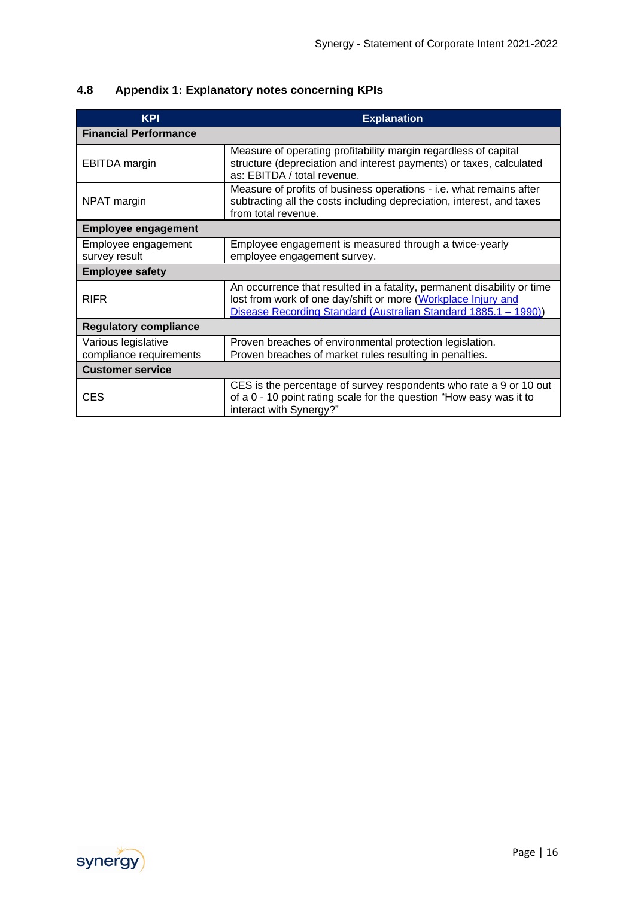## 4.8 Appendix 1: Explanatory notes concerning KPIs

| KPI | Explanation |
|---|---|
| **Financial Performance** | |
| EBITDA margin | Measure of operating profitability margin regardless of capital structure (depreciation and interest payments) or taxes, calculated as: EBITDA / total revenue. |
| NPAT margin | Measure of profits of business operations - i.e. what remains after subtracting all the costs including depreciation, interest, and taxes from total revenue. |
| **Employee engagement** | |
| Employee engagement survey result | Employee engagement is measured through a twice-yearly employee engagement survey. |
| **Employee safety** | |
| RIFR | An occurrence that resulted in a fatality, permanent disability or time lost from work of one day/shift or more (Workplace Injury and Disease Recording Standard (Australian Standard 1885.1 – 1990)) |
| **Regulatory compliance** | |
| Various legislative compliance requirements | Proven breaches of environmental protection legislation. Proven breaches of market rules resulting in penalties. |
| **Customer service** | |
| CES | CES is the percentage of survey respondents who rate a 9 or 10 out of a 0 - 10 point rating scale for the question "How easy was it to interact with Synergy?" |